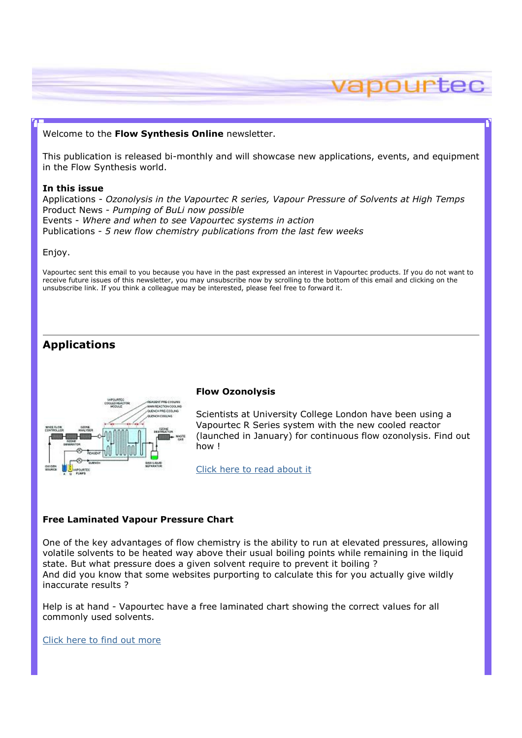Welcome to the **Flow Synthesis Online** newsletter.

This publication is released bi-monthly and will showcase new applications, events, and equipment in the Flow Synthesis world.

**In this issue**
Applications - *Ozonolysis in the Vapourtec R series, Vapour Pressure of Solvents at High Temps*
Product News - *Pumping of BuLi now possible*
Events - *Where and when to see Vapourtec systems in action*
Publications - *5 new flow chemistry publications from the last few weeks*

Enjoy.

Vapourtec sent this email to you because you have in the past expressed an interest in Vapourtec products. If you do not want to receive future issues of this newsletter, you may unsubscribe now by scrolling to the bottom of this email and clicking on the unsubscribe link. If you think a colleague may be interested, please feel free to forward it.

---

## Applications

**Flow Ozonolysis**

Scientists at University College London have been using a Vapourtec R Series system with the new cooled reactor (launched in January) for continuous flow ozonolysis. Find out how !

Click here to read about it

**Free Laminated Vapour Pressure Chart**

One of the key advantages of flow chemistry is the ability to run at elevated pressures, allowing volatile solvents to be heated way above their usual boiling points while remaining in the liquid state. But what pressure does a given solvent require to prevent it boiling ?
And did you know that some websites purporting to calculate this for you actually give wildly inaccurate results ?

Help is at hand - Vapourtec have a free laminated chart showing the correct values for all commonly used solvents.

Click here to find out more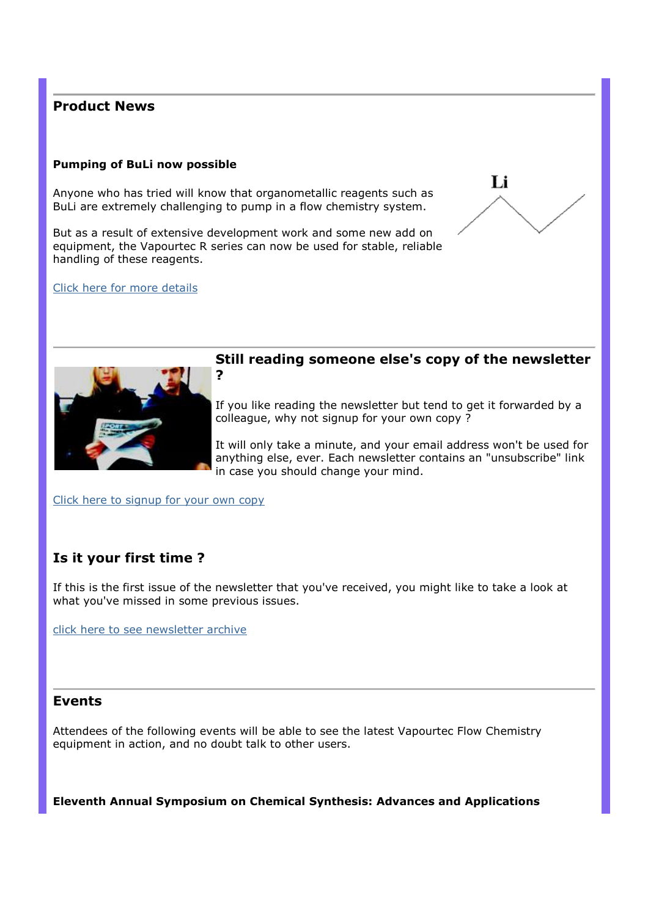## Product News

**Pumping of BuLi now possible**

Anyone who has tried will know that organometallic reagents such as BuLi are extremely challenging to pump in a flow chemistry system.

But as a result of extensive development work and some new add on equipment, the Vapourtec R series can now be used for stable, reliable handling of these reagents.

Click here for more details

## Still reading someone else's copy of the newsletter ?

If you like reading the newsletter but tend to get it forwarded by a colleague, why not signup for your own copy ?

It will only take a minute, and your email address won't be used for anything else, ever. Each newsletter contains an "unsubscribe" link in case you should change your mind.

Click here to signup for your own copy

## Is it your first time ?

If this is the first issue of the newsletter that you've received, you might like to take a look at what you've missed in some previous issues.

click here to see newsletter archive

## Events

Attendees of the following events will be able to see the latest Vapourtec Flow Chemistry equipment in action, and no doubt talk to other users.

**Eleventh Annual Symposium on Chemical Synthesis: Advances and Applications**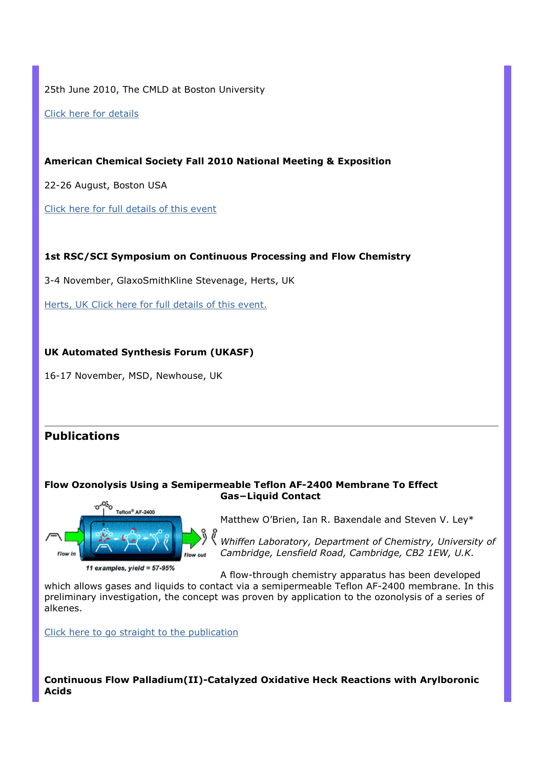25th June 2010, The CMLD at Boston University

Click here for details

**American Chemical Society Fall 2010 National Meeting & Exposition**

22-26 August, Boston USA

Click here for full details of this event

**1st RSC/SCI Symposium on Continuous Processing and Flow Chemistry**

3-4 November, GlaxoSmithKline Stevenage, Herts, UK

Herts, UK Click here for full details of this event.

**UK Automated Synthesis Forum (UKASF)**

16-17 November, MSD, Newhouse, UK

---

## Publications

### Flow Ozonolysis Using a Semipermeable Teflon AF-2400 Membrane To Effect Gas−Liquid Contact

11 examples, yield = 57-95%

Matthew O'Brien, Ian R. Baxendale and Steven V. Ley*

*Whiffen Laboratory, Department of Chemistry, University of Cambridge, Lensfield Road, Cambridge, CB2 1EW, U.K.*

A flow-through chemistry apparatus has been developed which allows gases and liquids to contact via a semipermeable Teflon AF-2400 membrane. In this preliminary investigation, the concept was proven by application to the ozonolysis of a series of alkenes.

Click here to go straight to the publication

### Continuous Flow Palladium(II)-Catalyzed Oxidative Heck Reactions with Arylboronic Acids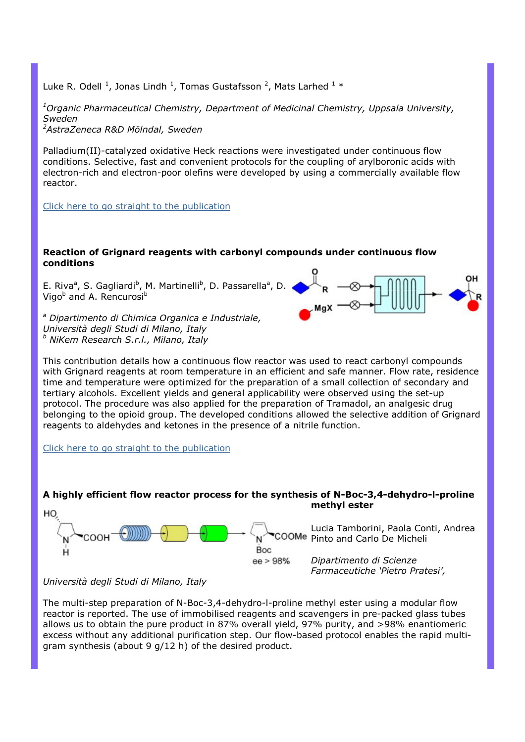Luke R. Odell [1], Jonas Lindh [1], Tomas Gustafsson [2], Mats Larhed [1] *

*[1]Organic Pharmaceutical Chemistry, Department of Medicinal Chemistry, Uppsala University, Sweden*
*[2]AstraZeneca R&D Mölndal, Sweden*

Palladium(II)-catalyzed oxidative Heck reactions were investigated under continuous flow conditions. Selective, fast and convenient protocols for the coupling of arylboronic acids with electron-rich and electron-poor olefins were developed by using a commercially available flow reactor.

Click here to go straight to the publication

**Reaction of Grignard reagents with carbonyl compounds under continuous flow conditions**

E. Riva[a], S. Gagliardi[b], M. Martinelli[b], D. Passarella[a], D. Vigo[b] and A. Rencurosi[b]

*[a] Dipartimento di Chimica Organica e Industriale, Università degli Studi di Milano, Italy*
*[b] NiKem Research S.r.l., Milano, Italy*

This contribution details how a continuous flow reactor was used to react carbonyl compounds with Grignard reagents at room temperature in an efficient and safe manner. Flow rate, residence time and temperature were optimized for the preparation of a small collection of secondary and tertiary alcohols. Excellent yields and general applicability were observed using the set-up protocol. The procedure was also applied for the preparation of Tramadol, an analgesic drug belonging to the opioid group. The developed conditions allowed the selective addition of Grignard reagents to aldehydes and ketones in the presence of a nitrile function.

Click here to go straight to the publication

**A highly efficient flow reactor process for the synthesis of N-Boc-3,4-dehydro-l-proline methyl ester**

Lucia Tamborini, Paola Conti, Andrea Pinto and Carlo De Micheli

*Dipartimento di Scienze Farmaceutiche 'Pietro Pratesi', Università degli Studi di Milano, Italy*

The multi-step preparation of N-Boc-3,4-dehydro-l-proline methyl ester using a modular flow reactor is reported. The use of immobilised reagents and scavengers in pre-packed glass tubes allows us to obtain the pure product in 87% overall yield, 97% purity, and >98% enantiomeric excess without any additional purification step. Our flow-based protocol enables the rapid multi-gram synthesis (about 9 g/12 h) of the desired product.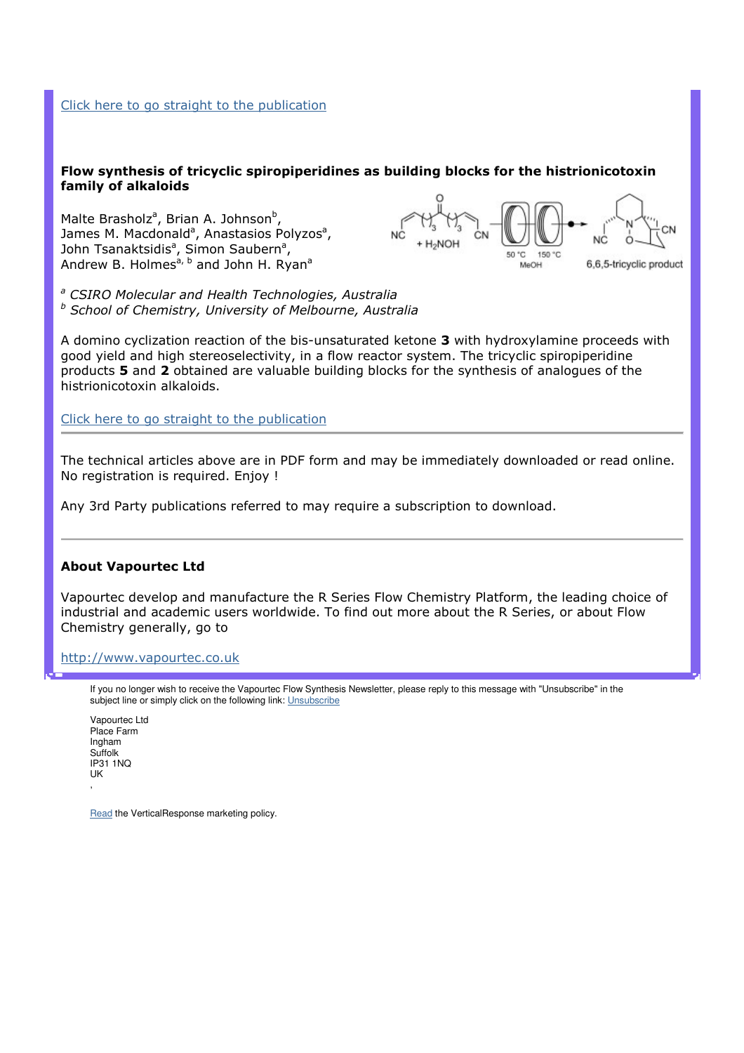Click here to go straight to the publication

**Flow synthesis of tricyclic spiropiperidines as building blocks for the histrionicotoxin family of alkaloids**

Malte Brasholz[a], Brian A. Johnson[b], James M. Macdonald[a], Anastasios Polyzos[a], John Tsanaktsidis[a], Simon Saubern[a], Andrew B. Holmes[a, b] and John H. Ryan[a]

+ $H_2NOH$

50 °C
MeOH
150 °C

6,6,5-tricyclic product

[a] *CSIRO Molecular and Health Technologies, Australia*
[b] *School of Chemistry, University of Melbourne, Australia*

A domino cyclization reaction of the bis-unsaturated ketone **3** with hydroxylamine proceeds with good yield and high stereoselectivity, in a flow reactor system. The tricyclic spiropiperidine products **5** and **2** obtained are valuable building blocks for the synthesis of analogues of the histrionicotoxin alkaloids.

Click here to go straight to the publication

---

The technical articles above are in PDF form and may be immediately downloaded or read online. No registration is required. Enjoy !

Any 3rd Party publications referred to may require a subscription to download.

---

**About Vapourtec Ltd**

Vapourtec develop and manufacture the R Series Flow Chemistry Platform, the leading choice of industrial and academic users worldwide. To find out more about the R Series, or about Flow Chemistry generally, go to

http://www.vapourtec.co.uk

If you no longer wish to receive the Vapourtec Flow Synthesis Newsletter, please reply to this message with "Unsubscribe" in the subject line or simply click on the following link: Unsubscribe

Vapourtec Ltd
Place Farm
Ingham
Suffolk
IP31 1NQ
UK

Read the VerticalResponse marketing policy.